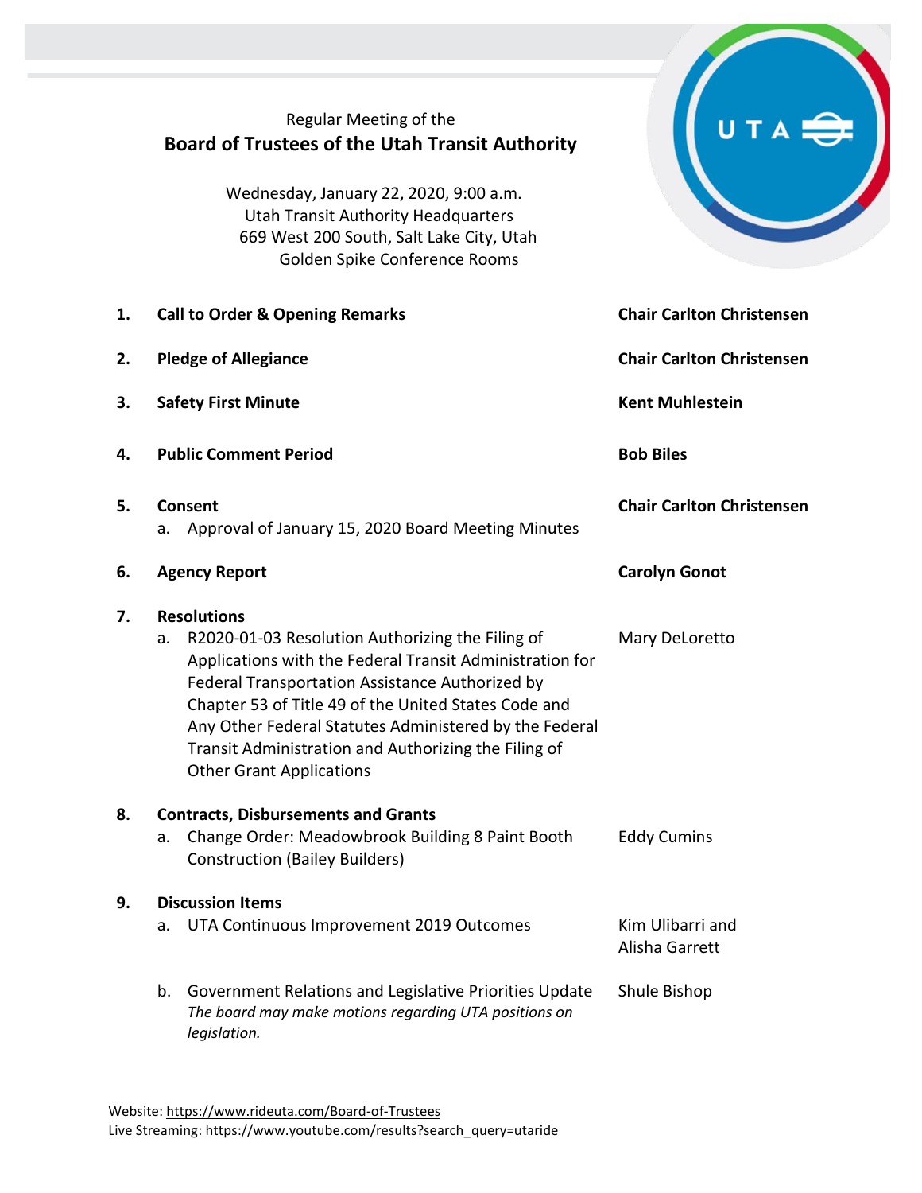Regular Meeting of the

# Board of Trustees of the Utah Transit Authority

Wednesday, January 22, 2020, 9:00 a.m.
Utah Transit Authority Headquarters
669 West 200 South, Salt Lake City, Utah
Golden Spike Conference Rooms

| | | |
|---|---|---|
| **1.** | **Call to Order & Opening Remarks** | **Chair Carlton Christensen** |
| **2.** | **Pledge of Allegiance** | **Chair Carlton Christensen** |
| **3.** | **Safety First Minute** | **Kent Muhlestein** |
| **4.** | **Public Comment Period** | **Bob Biles** |
| **5.** | **Consent**<br>a. Approval of January 15, 2020 Board Meeting Minutes | **Chair Carlton Christensen** |
| **6.** | **Agency Report** | **Carolyn Gonot** |
| **7.** | **Resolutions**<br>a. R2020-01-03 Resolution Authorizing the Filing of Applications with the Federal Transit Administration for Federal Transportation Assistance Authorized by Chapter 53 of Title 49 of the United States Code and Any Other Federal Statutes Administered by the Federal Transit Administration and Authorizing the Filing of Other Grant Applications | Mary DeLoretto |
| **8.** | **Contracts, Disbursements and Grants**<br>a. Change Order: Meadowbrook Building 8 Paint Booth Construction (Bailey Builders) | Eddy Cumins |
| **9.** | **Discussion Items**<br>a. UTA Continuous Improvement 2019 Outcomes | Kim Ulibarri and Alisha Garrett |
| | b. Government Relations and Legislative Priorities Update<br>*The board may make motions regarding UTA positions on legislation.* | Shule Bishop |

Website: https://www.rideuta.com/Board-of-Trustees
Live Streaming: https://www.youtube.com/results?search_query=utaride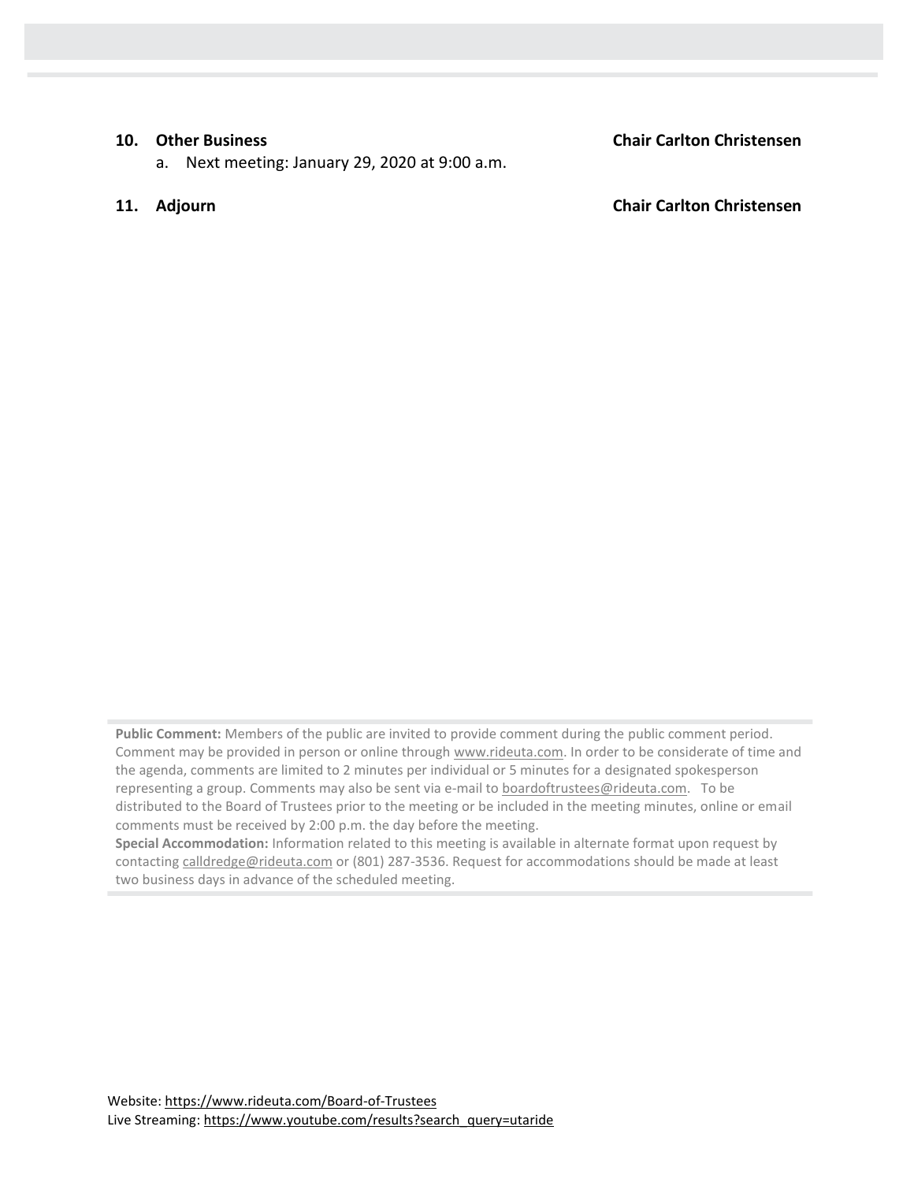**10. Other Business** **Chair Carlton Christensen**

a. Next meeting: January 29, 2020 at 9:00 a.m.

**11. Adjourn** **Chair Carlton Christensen**

**Public Comment:** Members of the public are invited to provide comment during the public comment period. Comment may be provided in person or online through www.rideuta.com. In order to be considerate of time and the agenda, comments are limited to 2 minutes per individual or 5 minutes for a designated spokesperson representing a group. Comments may also be sent via e-mail to boardoftrustees@rideuta.com. To be distributed to the Board of Trustees prior to the meeting or be included in the meeting minutes, online or email comments must be received by 2:00 p.m. the day before the meeting.
**Special Accommodation:** Information related to this meeting is available in alternate format upon request by contacting calldredge@rideuta.com or (801) 287-3536. Request for accommodations should be made at least two business days in advance of the scheduled meeting.

Website: https://www.rideuta.com/Board-of-Trustees
Live Streaming: https://www.youtube.com/results?search_query=utaride